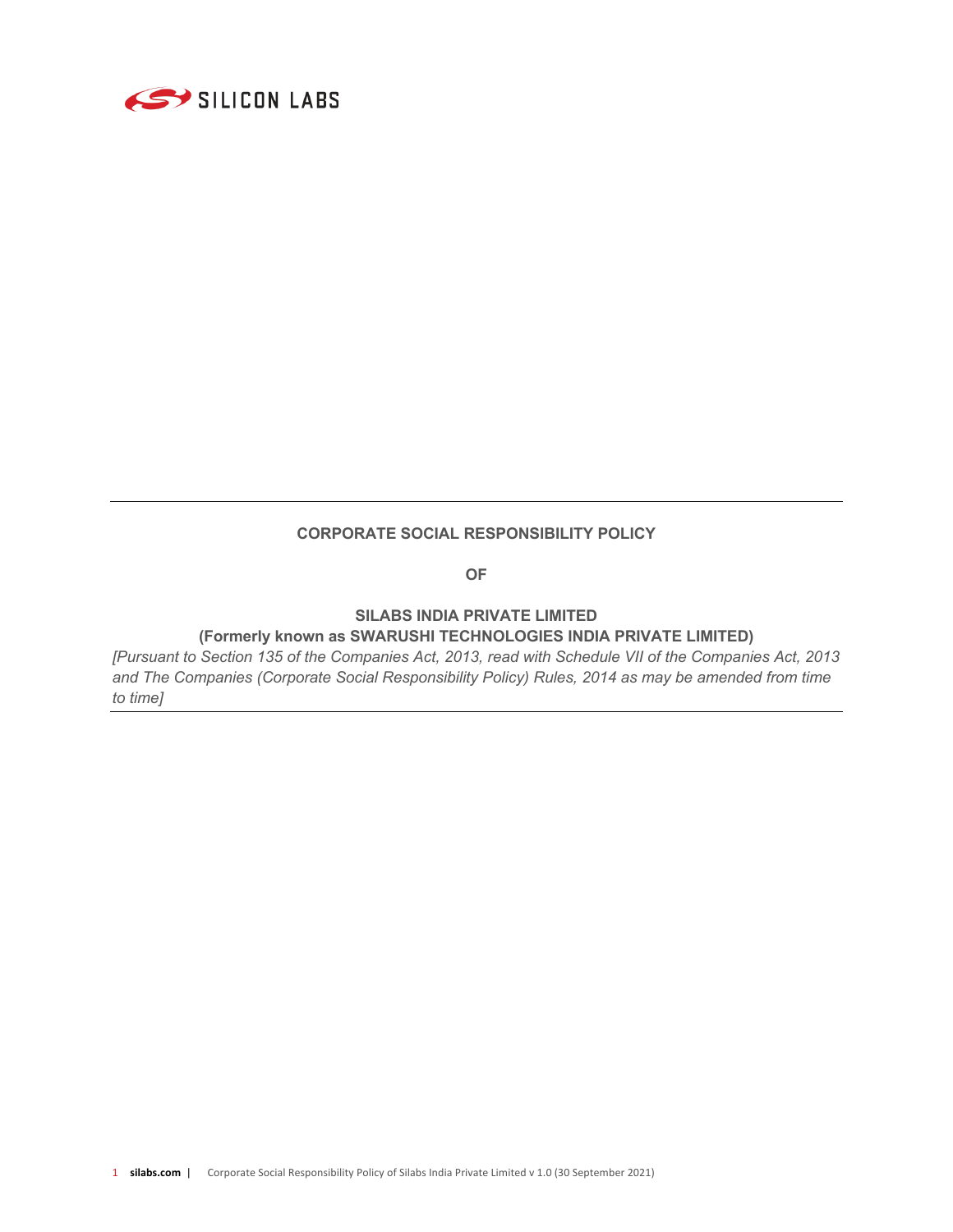# CORPORATE SOCIAL RESPONSIBILITY POLICY

**OF**

**SILABS INDIA PRIVATE LIMITED**
**(Formerly known as SWARUSHI TECHNOLOGIES INDIA PRIVATE LIMITED)**

*[Pursuant to Section 135 of the Companies Act, 2013, read with Schedule VII of the Companies Act, 2013 and The Companies (Corporate Social Responsibility Policy) Rules, 2014 as may be amended from time to time]*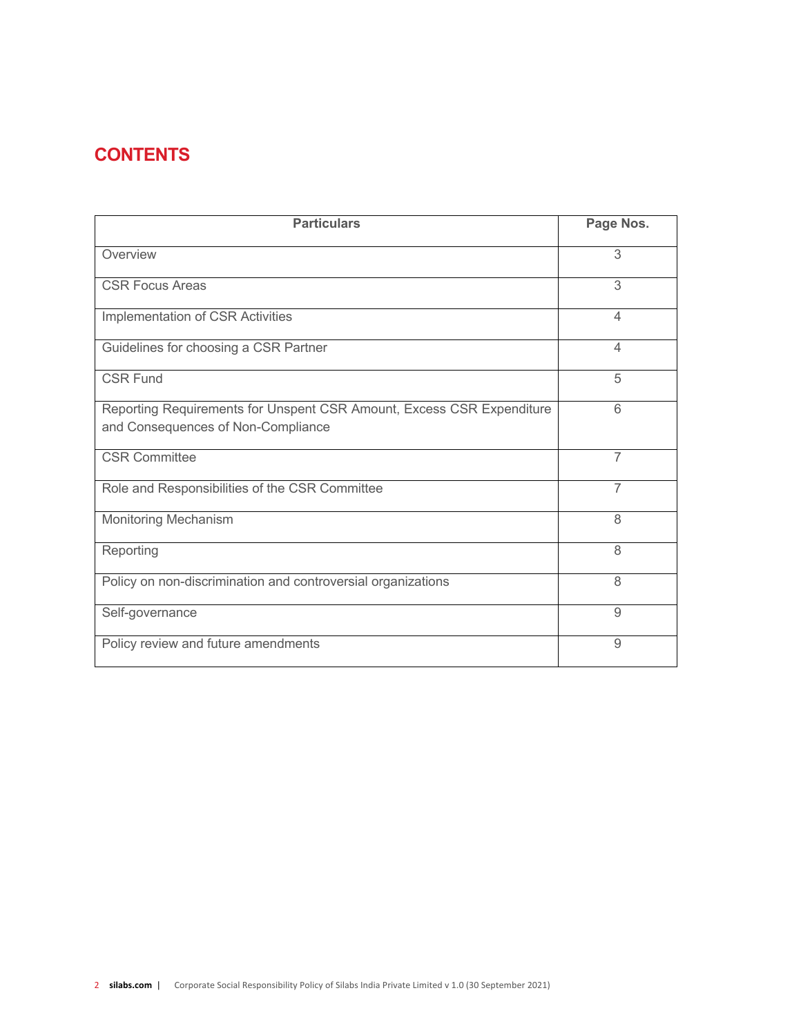## CONTENTS

| Particulars | Page Nos. |
|---|---|
| Overview | 3 |
| CSR Focus Areas | 3 |
| Implementation of CSR Activities | 4 |
| Guidelines for choosing a CSR Partner | 4 |
| CSR Fund | 5 |
| Reporting Requirements for Unspent CSR Amount, Excess CSR Expenditure and Consequences of Non-Compliance | 6 |
| CSR Committee | 7 |
| Role and Responsibilities of the CSR Committee | 7 |
| Monitoring Mechanism | 8 |
| Reporting | 8 |
| Policy on non-discrimination and controversial organizations | 8 |
| Self-governance | 9 |
| Policy review and future amendments | 9 |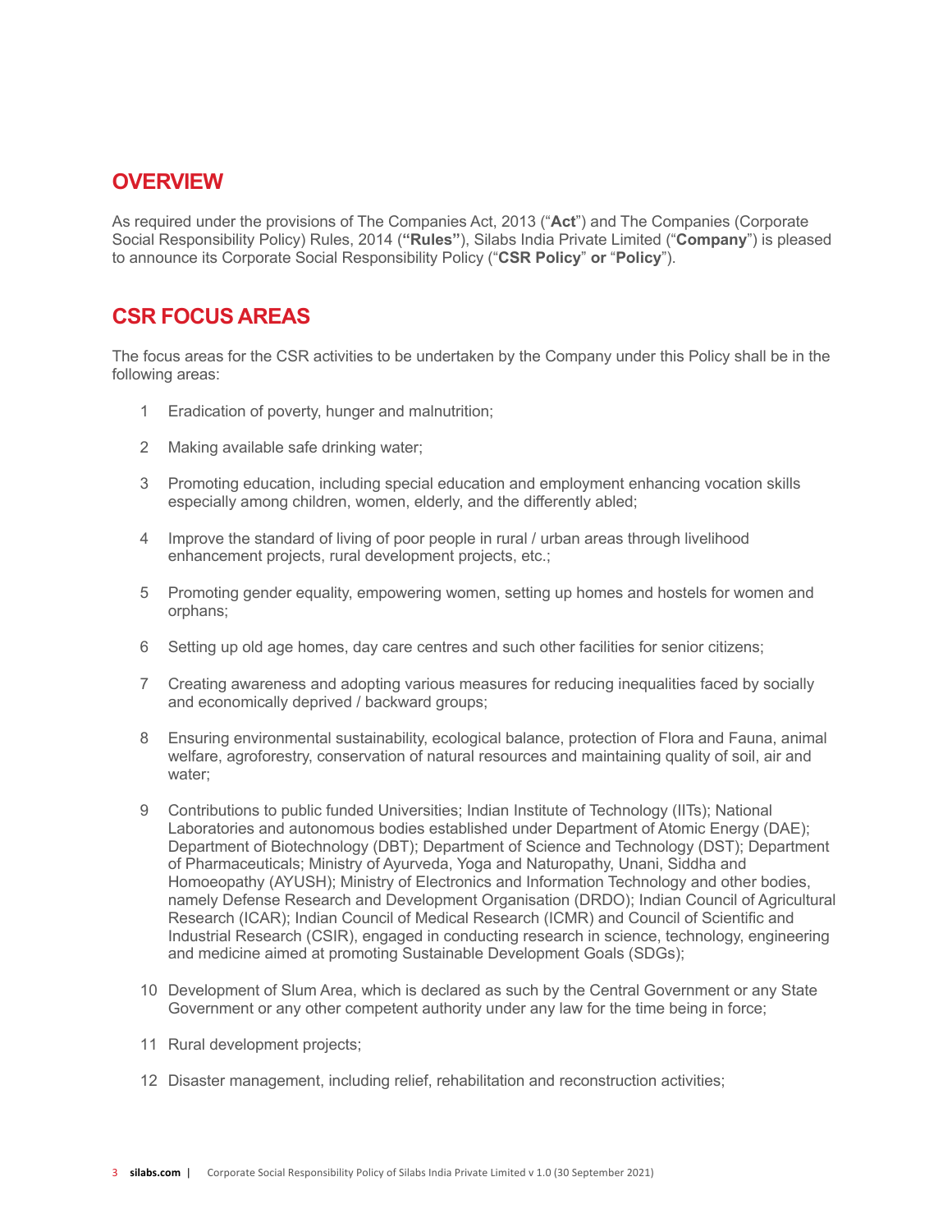## OVERVIEW

As required under the provisions of The Companies Act, 2013 ("**Act**") and The Companies (Corporate Social Responsibility Policy) Rules, 2014 (**"Rules"**), Silabs India Private Limited ("**Company**") is pleased to announce its Corporate Social Responsibility Policy ("**CSR Policy**" **or** "**Policy**").

## CSR FOCUS AREAS

The focus areas for the CSR activities to be undertaken by the Company under this Policy shall be in the following areas:

1. Eradication of poverty, hunger and malnutrition;
2. Making available safe drinking water;
3. Promoting education, including special education and employment enhancing vocation skills especially among children, women, elderly, and the differently abled;
4. Improve the standard of living of poor people in rural / urban areas through livelihood enhancement projects, rural development projects, etc.;
5. Promoting gender equality, empowering women, setting up homes and hostels for women and orphans;
6. Setting up old age homes, day care centres and such other facilities for senior citizens;
7. Creating awareness and adopting various measures for reducing inequalities faced by socially and economically deprived / backward groups;
8. Ensuring environmental sustainability, ecological balance, protection of Flora and Fauna, animal welfare, agroforestry, conservation of natural resources and maintaining quality of soil, air and water;
9. Contributions to public funded Universities; Indian Institute of Technology (IITs); National Laboratories and autonomous bodies established under Department of Atomic Energy (DAE); Department of Biotechnology (DBT); Department of Science and Technology (DST); Department of Pharmaceuticals; Ministry of Ayurveda, Yoga and Naturopathy, Unani, Siddha and Homoeopathy (AYUSH); Ministry of Electronics and Information Technology and other bodies, namely Defense Research and Development Organisation (DRDO); Indian Council of Agricultural Research (ICAR); Indian Council of Medical Research (ICMR) and Council of Scientific and Industrial Research (CSIR), engaged in conducting research in science, technology, engineering and medicine aimed at promoting Sustainable Development Goals (SDGs);
10. Development of Slum Area, which is declared as such by the Central Government or any State Government or any other competent authority under any law for the time being in force;
11. Rural development projects;
12. Disaster management, including relief, rehabilitation and reconstruction activities;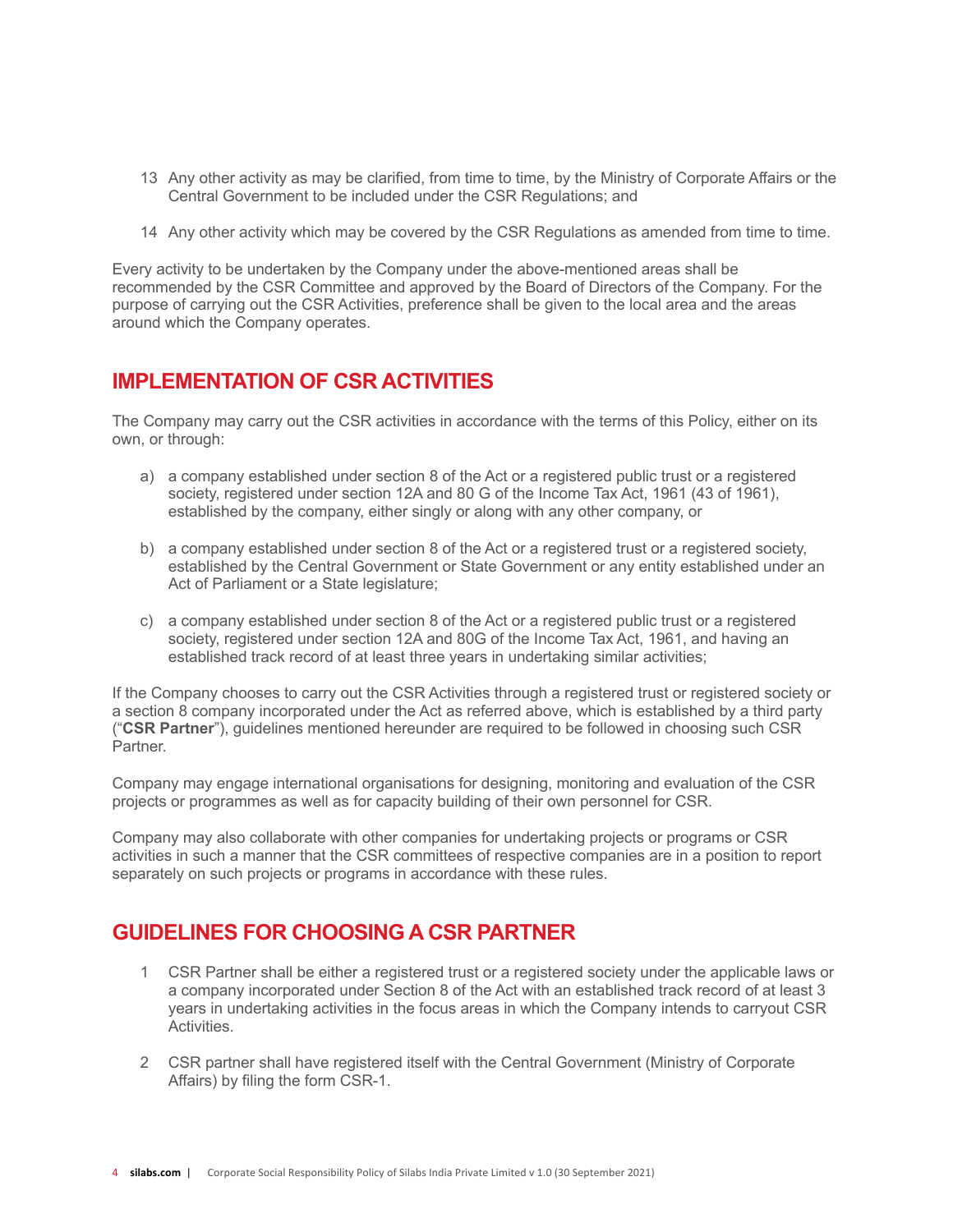13 Any other activity as may be clarified, from time to time, by the Ministry of Corporate Affairs or the Central Government to be included under the CSR Regulations; and

14 Any other activity which may be covered by the CSR Regulations as amended from time to time.

Every activity to be undertaken by the Company under the above-mentioned areas shall be recommended by the CSR Committee and approved by the Board of Directors of the Company. For the purpose of carrying out the CSR Activities, preference shall be given to the local area and the areas around which the Company operates.

## IMPLEMENTATION OF CSR ACTIVITIES

The Company may carry out the CSR activities in accordance with the terms of this Policy, either on its own, or through:

a) a company established under section 8 of the Act or a registered public trust or a registered society, registered under section 12A and 80 G of the Income Tax Act, 1961 (43 of 1961), established by the company, either singly or along with any other company, or

b) a company established under section 8 of the Act or a registered trust or a registered society, established by the Central Government or State Government or any entity established under an Act of Parliament or a State legislature;

c) a company established under section 8 of the Act or a registered public trust or a registered society, registered under section 12A and 80G of the Income Tax Act, 1961, and having an established track record of at least three years in undertaking similar activities;

If the Company chooses to carry out the CSR Activities through a registered trust or registered society or a section 8 company incorporated under the Act as referred above, which is established by a third party ("**CSR Partner**"), guidelines mentioned hereunder are required to be followed in choosing such CSR Partner.

Company may engage international organisations for designing, monitoring and evaluation of the CSR projects or programmes as well as for capacity building of their own personnel for CSR.

Company may also collaborate with other companies for undertaking projects or programs or CSR activities in such a manner that the CSR committees of respective companies are in a position to report separately on such projects or programs in accordance with these rules.

## GUIDELINES FOR CHOOSING A CSR PARTNER

1 CSR Partner shall be either a registered trust or a registered society under the applicable laws or a company incorporated under Section 8 of the Act with an established track record of at least 3 years in undertaking activities in the focus areas in which the Company intends to carryout CSR Activities.

2 CSR partner shall have registered itself with the Central Government (Ministry of Corporate Affairs) by filing the form CSR-1.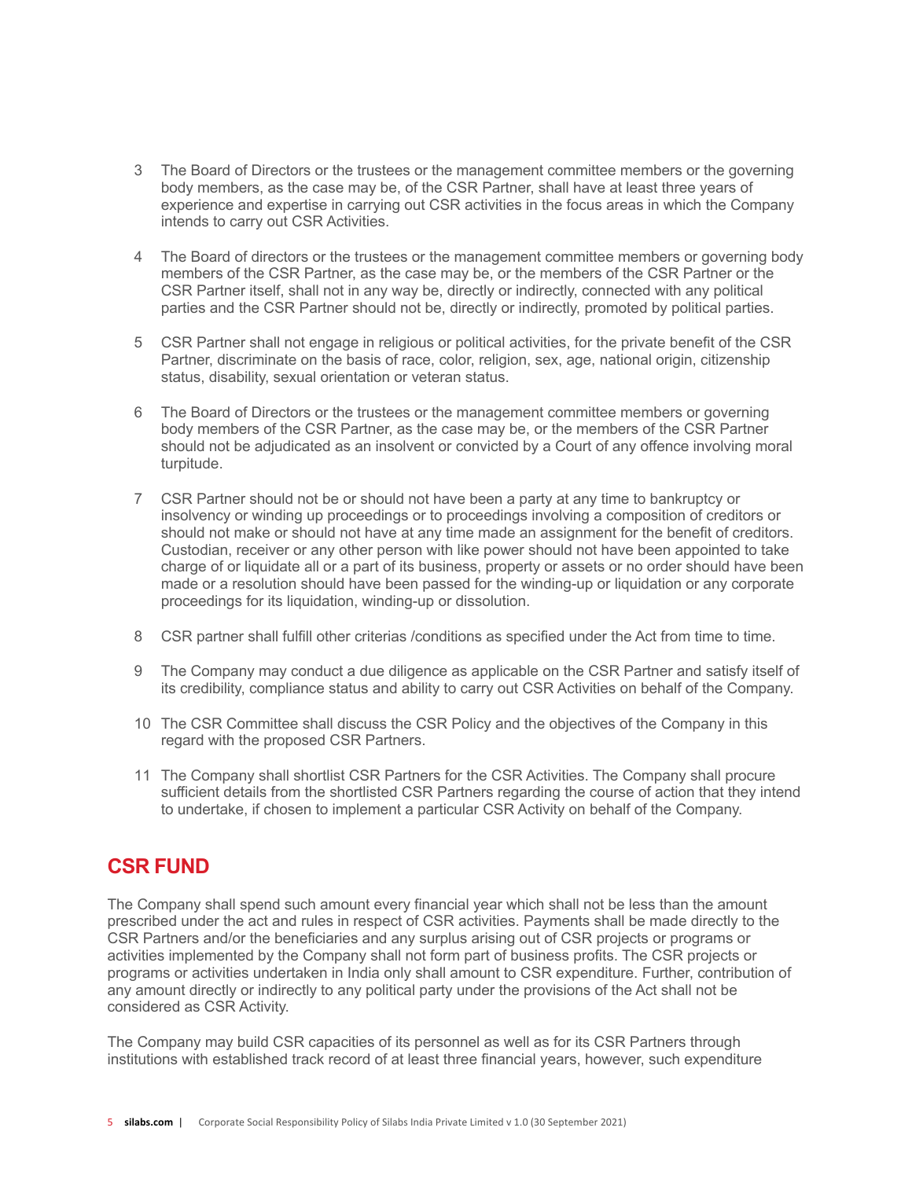3. The Board of Directors or the trustees or the management committee members or the governing body members, as the case may be, of the CSR Partner, shall have at least three years of experience and expertise in carrying out CSR activities in the focus areas in which the Company intends to carry out CSR Activities.

4. The Board of directors or the trustees or the management committee members or governing body members of the CSR Partner, as the case may be, or the members of the CSR Partner or the CSR Partner itself, shall not in any way be, directly or indirectly, connected with any political parties and the CSR Partner should not be, directly or indirectly, promoted by political parties.

5. CSR Partner shall not engage in religious or political activities, for the private benefit of the CSR Partner, discriminate on the basis of race, color, religion, sex, age, national origin, citizenship status, disability, sexual orientation or veteran status.

6. The Board of Directors or the trustees or the management committee members or governing body members of the CSR Partner, as the case may be, or the members of the CSR Partner should not be adjudicated as an insolvent or convicted by a Court of any offence involving moral turpitude.

7. CSR Partner should not be or should not have been a party at any time to bankruptcy or insolvency or winding up proceedings or to proceedings involving a composition of creditors or should not make or should not have at any time made an assignment for the benefit of creditors. Custodian, receiver or any other person with like power should not have been appointed to take charge of or liquidate all or a part of its business, property or assets or no order should have been made or a resolution should have been passed for the winding-up or liquidation or any corporate proceedings for its liquidation, winding-up or dissolution.

8. CSR partner shall fulfill other criterias /conditions as specified under the Act from time to time.

9. The Company may conduct a due diligence as applicable on the CSR Partner and satisfy itself of its credibility, compliance status and ability to carry out CSR Activities on behalf of the Company.

10. The CSR Committee shall discuss the CSR Policy and the objectives of the Company in this regard with the proposed CSR Partners.

11. The Company shall shortlist CSR Partners for the CSR Activities. The Company shall procure sufficient details from the shortlisted CSR Partners regarding the course of action that they intend to undertake, if chosen to implement a particular CSR Activity on behalf of the Company.

## CSR FUND

The Company shall spend such amount every financial year which shall not be less than the amount prescribed under the act and rules in respect of CSR activities. Payments shall be made directly to the CSR Partners and/or the beneficiaries and any surplus arising out of CSR projects or programs or activities implemented by the Company shall not form part of business profits. The CSR projects or programs or activities undertaken in India only shall amount to CSR expenditure. Further, contribution of any amount directly or indirectly to any political party under the provisions of the Act shall not be considered as CSR Activity.

The Company may build CSR capacities of its personnel as well as for its CSR Partners through institutions with established track record of at least three financial years, however, such expenditure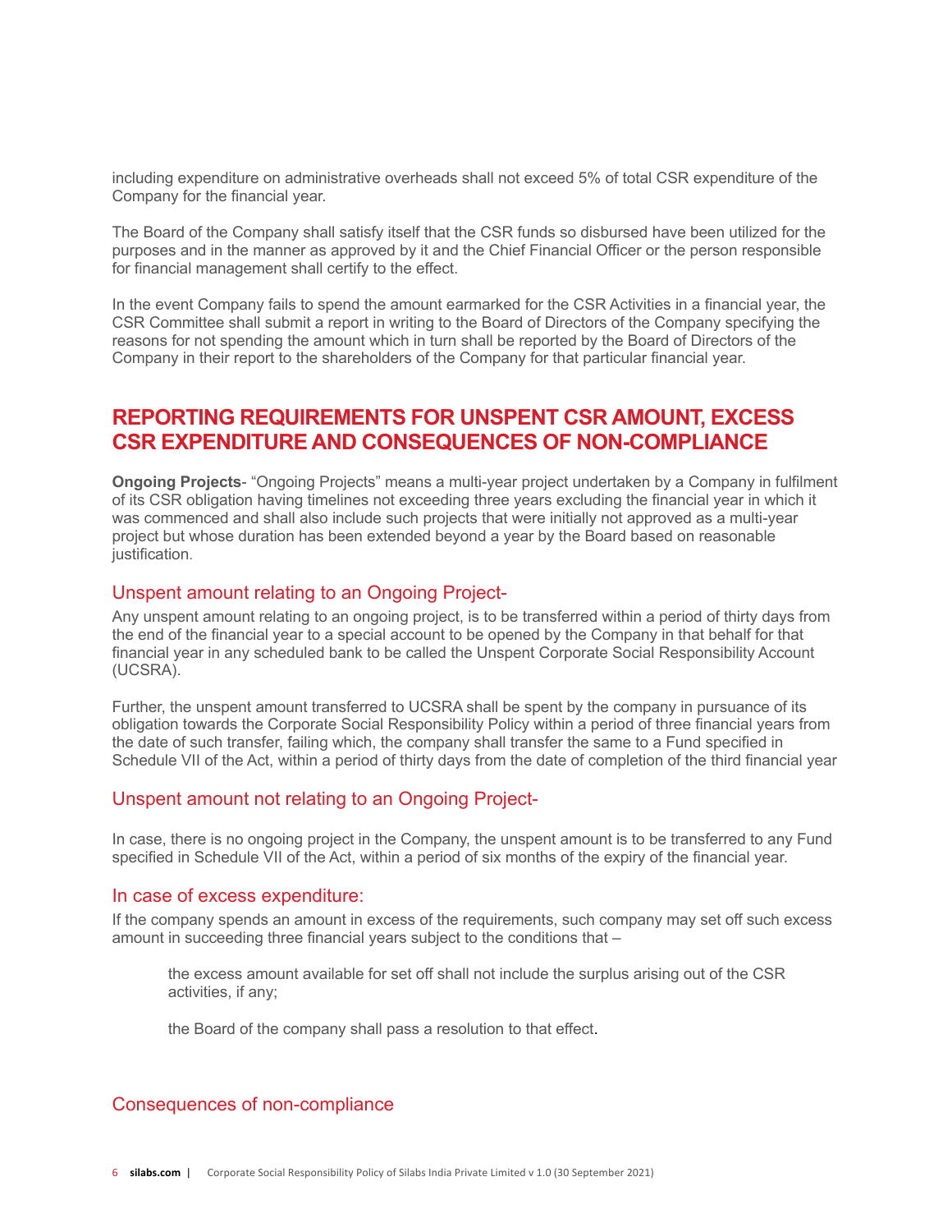including expenditure on administrative overheads shall not exceed 5% of total CSR expenditure of the Company for the financial year.

The Board of the Company shall satisfy itself that the CSR funds so disbursed have been utilized for the purposes and in the manner as approved by it and the Chief Financial Officer or the person responsible for financial management shall certify to the effect.

In the event Company fails to spend the amount earmarked for the CSR Activities in a financial year, the CSR Committee shall submit a report in writing to the Board of Directors of the Company specifying the reasons for not spending the amount which in turn shall be reported by the Board of Directors of the Company in their report to the shareholders of the Company for that particular financial year.

## REPORTING REQUIREMENTS FOR UNSPENT CSR AMOUNT, EXCESS CSR EXPENDITURE AND CONSEQUENCES OF NON-COMPLIANCE

**Ongoing Projects**- "Ongoing Projects" means a multi-year project undertaken by a Company in fulfilment of its CSR obligation having timelines not exceeding three years excluding the financial year in which it was commenced and shall also include such projects that were initially not approved as a multi-year project but whose duration has been extended beyond a year by the Board based on reasonable justification.

### Unspent amount relating to an Ongoing Project-

Any unspent amount relating to an ongoing project, is to be transferred within a period of thirty days from the end of the financial year to a special account to be opened by the Company in that behalf for that financial year in any scheduled bank to be called the Unspent Corporate Social Responsibility Account (UCSRA).

Further, the unspent amount transferred to UCSRA shall be spent by the company in pursuance of its obligation towards the Corporate Social Responsibility Policy within a period of three financial years from the date of such transfer, failing which, the company shall transfer the same to a Fund specified in Schedule VII of the Act, within a period of thirty days from the date of completion of the third financial year

### Unspent amount not relating to an Ongoing Project-

In case, there is no ongoing project in the Company, the unspent amount is to be transferred to any Fund specified in Schedule VII of the Act, within a period of six months of the expiry of the financial year.

### In case of excess expenditure:

If the company spends an amount in excess of the requirements, such company may set off such excess amount in succeeding three financial years subject to the conditions that –

the excess amount available for set off shall not include the surplus arising out of the CSR activities, if any;

the Board of the company shall pass a resolution to that effect.

### Consequences of non-compliance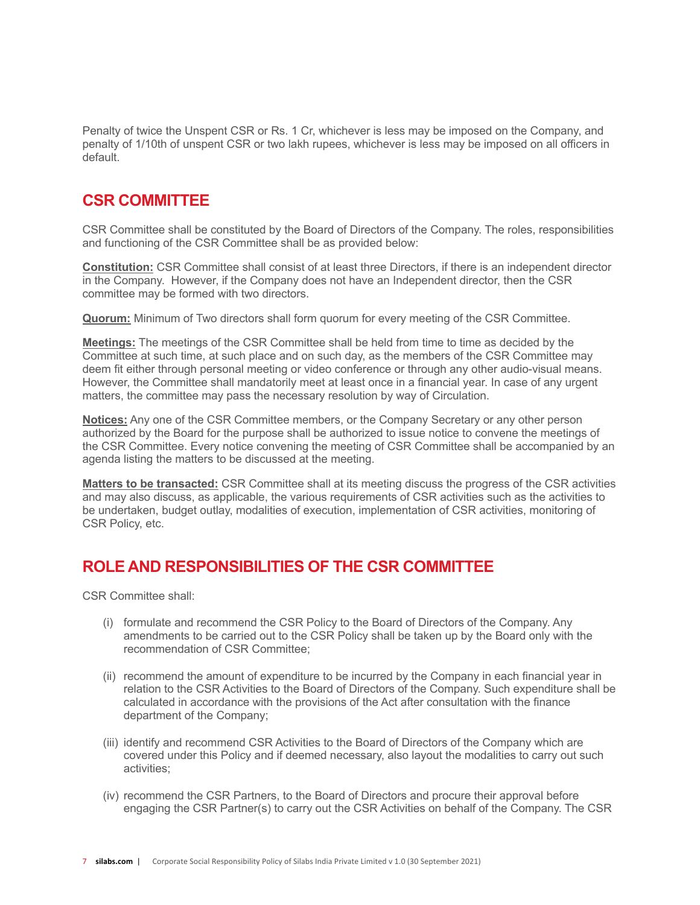Penalty of twice the Unspent CSR or Rs. 1 Cr, whichever is less may be imposed on the Company, and penalty of 1/10th of unspent CSR or two lakh rupees, whichever is less may be imposed on all officers in default.

## CSR COMMITTEE

CSR Committee shall be constituted by the Board of Directors of the Company. The roles, responsibilities and functioning of the CSR Committee shall be as provided below:

**Constitution:** CSR Committee shall consist of at least three Directors, if there is an independent director in the Company. However, if the Company does not have an Independent director, then the CSR committee may be formed with two directors.

**Quorum:** Minimum of Two directors shall form quorum for every meeting of the CSR Committee.

**Meetings:** The meetings of the CSR Committee shall be held from time to time as decided by the Committee at such time, at such place and on such day, as the members of the CSR Committee may deem fit either through personal meeting or video conference or through any other audio-visual means. However, the Committee shall mandatorily meet at least once in a financial year. In case of any urgent matters, the committee may pass the necessary resolution by way of Circulation.

**Notices:** Any one of the CSR Committee members, or the Company Secretary or any other person authorized by the Board for the purpose shall be authorized to issue notice to convene the meetings of the CSR Committee. Every notice convening the meeting of CSR Committee shall be accompanied by an agenda listing the matters to be discussed at the meeting.

**Matters to be transacted:** CSR Committee shall at its meeting discuss the progress of the CSR activities and may also discuss, as applicable, the various requirements of CSR activities such as the activities to be undertaken, budget outlay, modalities of execution, implementation of CSR activities, monitoring of CSR Policy, etc.

## ROLE AND RESPONSIBILITIES OF THE CSR COMMITTEE

CSR Committee shall:

(i) formulate and recommend the CSR Policy to the Board of Directors of the Company. Any amendments to be carried out to the CSR Policy shall be taken up by the Board only with the recommendation of CSR Committee;

(ii) recommend the amount of expenditure to be incurred by the Company in each financial year in relation to the CSR Activities to the Board of Directors of the Company. Such expenditure shall be calculated in accordance with the provisions of the Act after consultation with the finance department of the Company;

(iii) identify and recommend CSR Activities to the Board of Directors of the Company which are covered under this Policy and if deemed necessary, also layout the modalities to carry out such activities;

(iv) recommend the CSR Partners, to the Board of Directors and procure their approval before engaging the CSR Partner(s) to carry out the CSR Activities on behalf of the Company. The CSR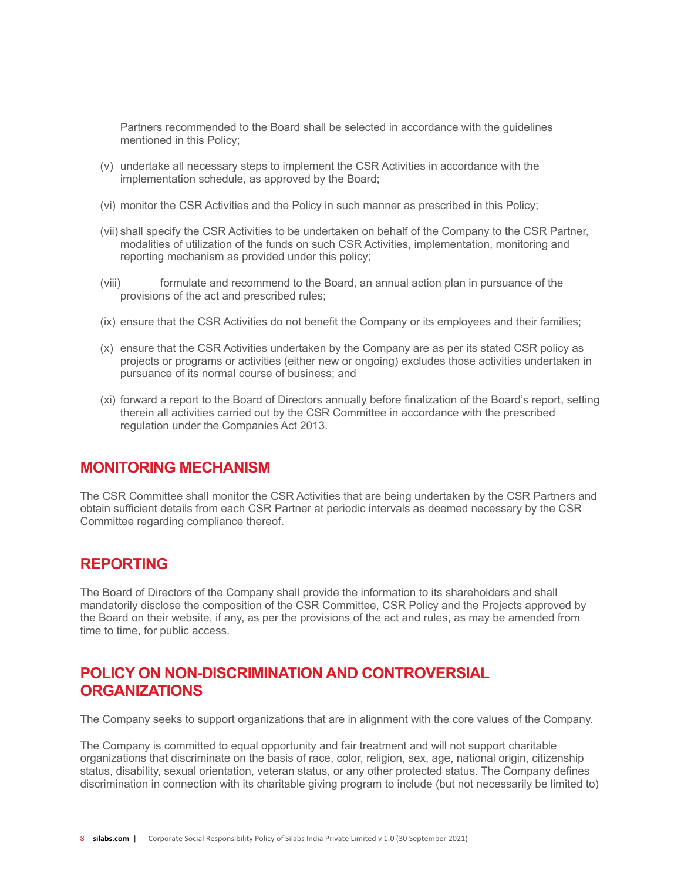Partners recommended to the Board shall be selected in accordance with the guidelines mentioned in this Policy;

(v) undertake all necessary steps to implement the CSR Activities in accordance with the implementation schedule, as approved by the Board;

(vi) monitor the CSR Activities and the Policy in such manner as prescribed in this Policy;

(vii) shall specify the CSR Activities to be undertaken on behalf of the Company to the CSR Partner, modalities of utilization of the funds on such CSR Activities, implementation, monitoring and reporting mechanism as provided under this policy;

(viii) formulate and recommend to the Board, an annual action plan in pursuance of the provisions of the act and prescribed rules;

(ix) ensure that the CSR Activities do not benefit the Company or its employees and their families;

(x) ensure that the CSR Activities undertaken by the Company are as per its stated CSR policy as projects or programs or activities (either new or ongoing) excludes those activities undertaken in pursuance of its normal course of business; and

(xi) forward a report to the Board of Directors annually before finalization of the Board's report, setting therein all activities carried out by the CSR Committee in accordance with the prescribed regulation under the Companies Act 2013.

## MONITORING MECHANISM

The CSR Committee shall monitor the CSR Activities that are being undertaken by the CSR Partners and obtain sufficient details from each CSR Partner at periodic intervals as deemed necessary by the CSR Committee regarding compliance thereof.

## REPORTING

The Board of Directors of the Company shall provide the information to its shareholders and shall mandatorily disclose the composition of the CSR Committee, CSR Policy and the Projects approved by the Board on their website, if any, as per the provisions of the act and rules, as may be amended from time to time, for public access.

## POLICY ON NON-DISCRIMINATION AND CONTROVERSIAL ORGANIZATIONS

The Company seeks to support organizations that are in alignment with the core values of the Company.

The Company is committed to equal opportunity and fair treatment and will not support charitable organizations that discriminate on the basis of race, color, religion, sex, age, national origin, citizenship status, disability, sexual orientation, veteran status, or any other protected status. The Company defines discrimination in connection with its charitable giving program to include (but not necessarily be limited to)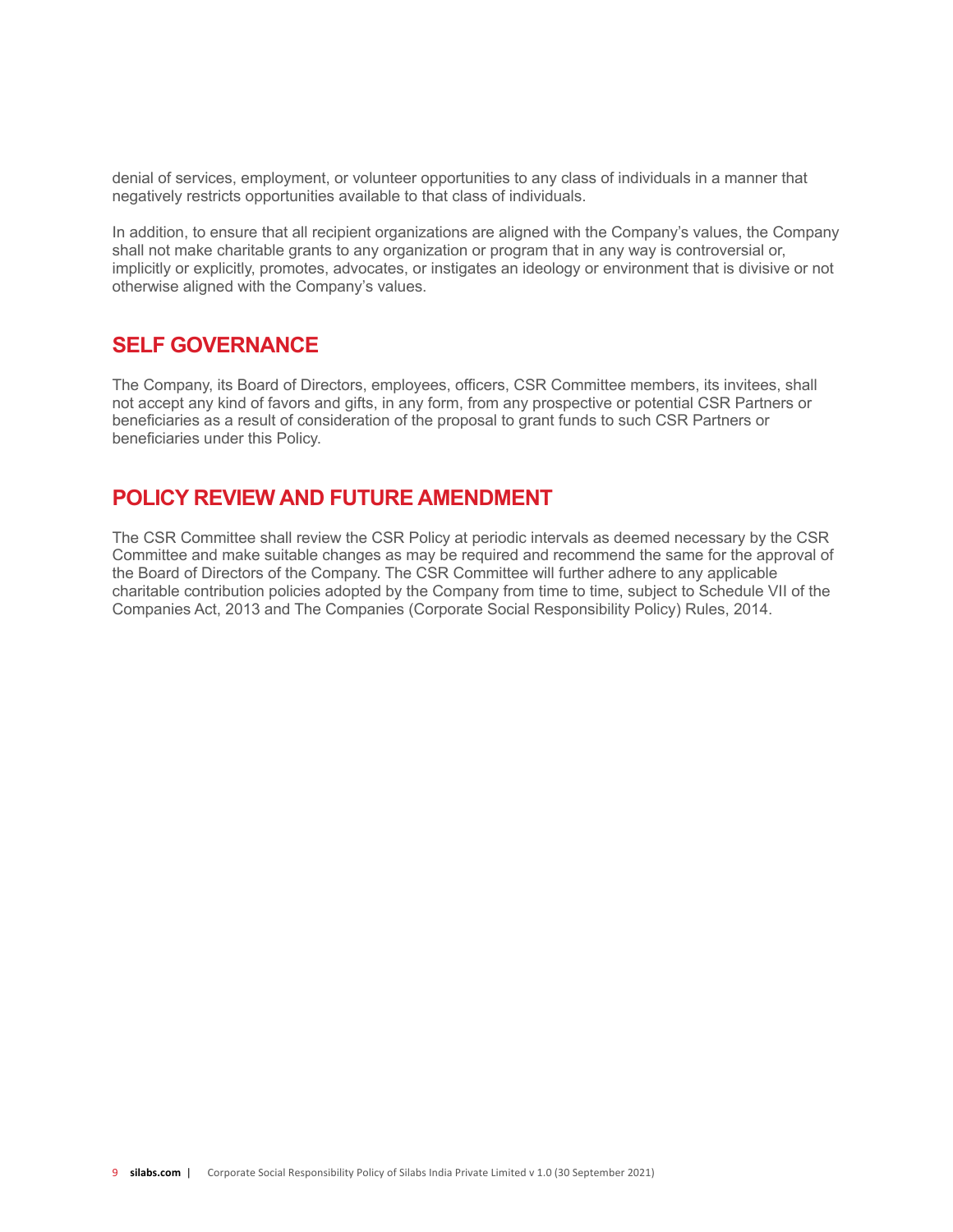denial of services, employment, or volunteer opportunities to any class of individuals in a manner that negatively restricts opportunities available to that class of individuals.

In addition, to ensure that all recipient organizations are aligned with the Company's values, the Company shall not make charitable grants to any organization or program that in any way is controversial or, implicitly or explicitly, promotes, advocates, or instigates an ideology or environment that is divisive or not otherwise aligned with the Company's values.

## SELF GOVERNANCE

The Company, its Board of Directors, employees, officers, CSR Committee members, its invitees, shall not accept any kind of favors and gifts, in any form, from any prospective or potential CSR Partners or beneficiaries as a result of consideration of the proposal to grant funds to such CSR Partners or beneficiaries under this Policy.

## POLICY REVIEW AND FUTURE AMENDMENT

The CSR Committee shall review the CSR Policy at periodic intervals as deemed necessary by the CSR Committee and make suitable changes as may be required and recommend the same for the approval of the Board of Directors of the Company. The CSR Committee will further adhere to any applicable charitable contribution policies adopted by the Company from time to time, subject to Schedule VII of the Companies Act, 2013 and The Companies (Corporate Social Responsibility Policy) Rules, 2014.